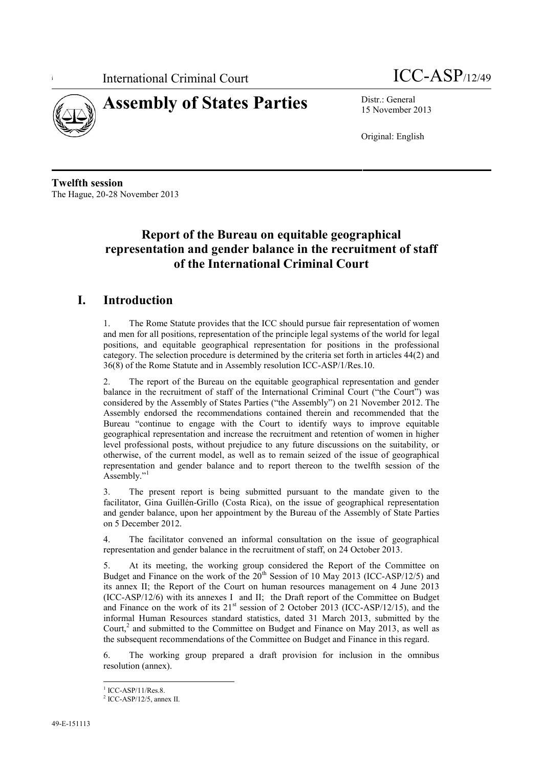International Criminal Court

ICC-ASP/12/49

# Assembly of States Parties

Distr.: General
15 November 2013

Original: English

**Twelfth session**
The Hague, 20-28 November 2013

## Report of the Bureau on equitable geographical representation and gender balance in the recruitment of staff of the International Criminal Court

## I. Introduction

1. The Rome Statute provides that the ICC should pursue fair representation of women and men for all positions, representation of the principle legal systems of the world for legal positions, and equitable geographical representation for positions in the professional category. The selection procedure is determined by the criteria set forth in articles 44(2) and 36(8) of the Rome Statute and in Assembly resolution ICC-ASP/1/Res.10.

2. The report of the Bureau on the equitable geographical representation and gender balance in the recruitment of staff of the International Criminal Court ("the Court") was considered by the Assembly of States Parties ("the Assembly") on 21 November 2012. The Assembly endorsed the recommendations contained therein and recommended that the Bureau "continue to engage with the Court to identify ways to improve equitable geographical representation and increase the recruitment and retention of women in higher level professional posts, without prejudice to any future discussions on the suitability, or otherwise, of the current model, as well as to remain seized of the issue of geographical representation and gender balance and to report thereon to the twelfth session of the Assembly."[1]

3. The present report is being submitted pursuant to the mandate given to the facilitator, Gina Guillén-Grillo (Costa Rica), on the issue of geographical representation and gender balance, upon her appointment by the Bureau of the Assembly of State Parties on 5 December 2012.

4. The facilitator convened an informal consultation on the issue of geographical representation and gender balance in the recruitment of staff, on 24 October 2013.

5. At its meeting, the working group considered the Report of the Committee on Budget and Finance on the work of the 20th Session of 10 May 2013 (ICC-ASP/12/5) and its annex II; the Report of the Court on human resources management on 4 June 2013 (ICC-ASP/12/6) with its annexes I and II; the Draft report of the Committee on Budget and Finance on the work of its 21st session of 2 October 2013 (ICC-ASP/12/15), and the informal Human Resources standard statistics, dated 31 March 2013, submitted by the Court,[2] and submitted to the Committee on Budget and Finance on May 2013, as well as the subsequent recommendations of the Committee on Budget and Finance in this regard.

6. The working group prepared a draft provision for inclusion in the omnibus resolution (annex).

[1] ICC-ASP/11/Res.8.

[2] ICC-ASP/12/5, annex II.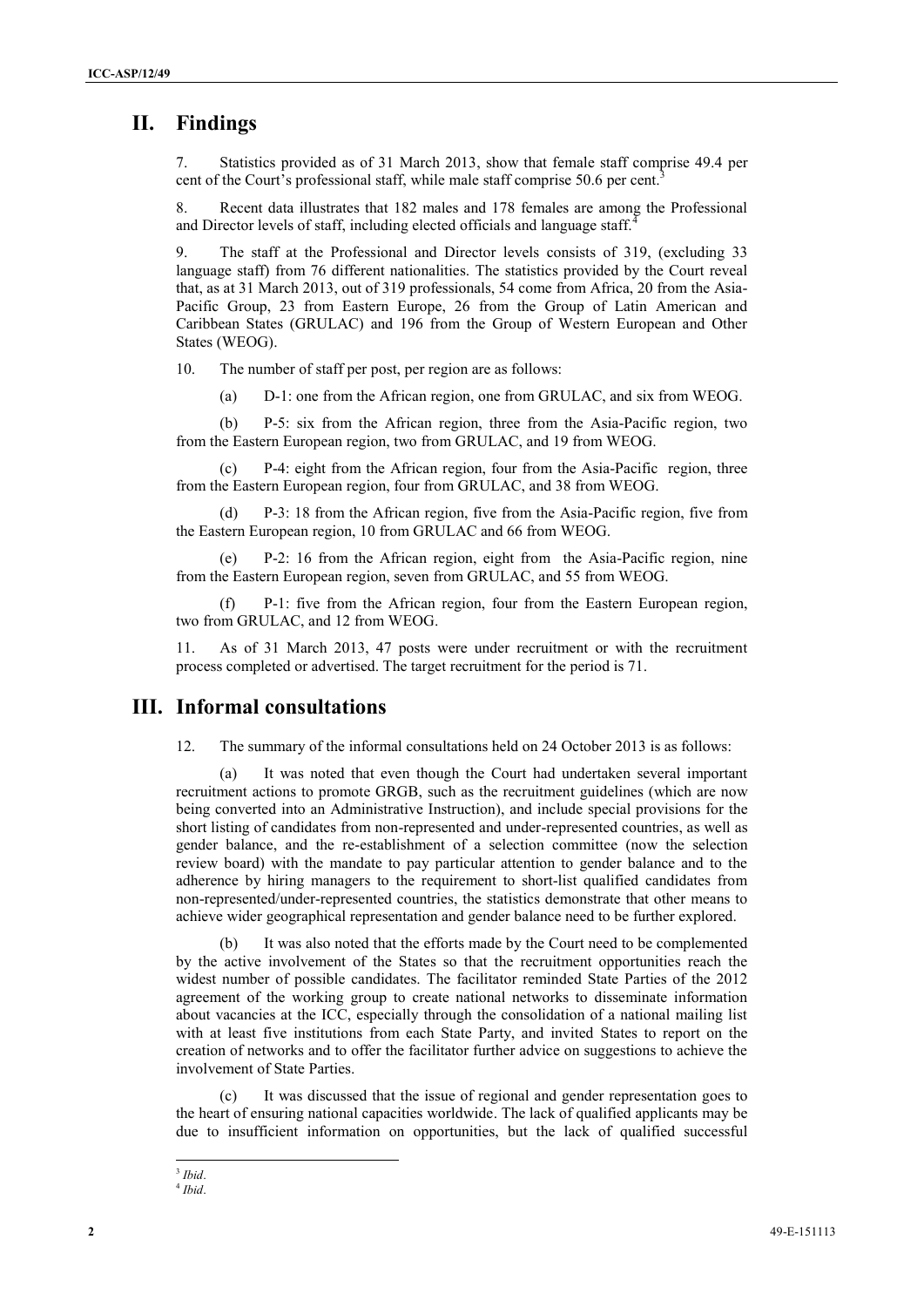## II. Findings

7. Statistics provided as of 31 March 2013, show that female staff comprise 49.4 per cent of the Court's professional staff, while male staff comprise 50.6 per cent.[3]

8. Recent data illustrates that 182 males and 178 females are among the Professional and Director levels of staff, including elected officials and language staff.[4]

9. The staff at the Professional and Director levels consists of 319, (excluding 33 language staff) from 76 different nationalities. The statistics provided by the Court reveal that, as at 31 March 2013, out of 319 professionals, 54 come from Africa, 20 from the Asia-Pacific Group, 23 from Eastern Europe, 26 from the Group of Latin American and Caribbean States (GRULAC) and 196 from the Group of Western European and Other States (WEOG).

10. The number of staff per post, per region are as follows:

(a) D-1: one from the African region, one from GRULAC, and six from WEOG.

(b) P-5: six from the African region, three from the Asia-Pacific region, two from the Eastern European region, two from GRULAC, and 19 from WEOG.

(c) P-4: eight from the African region, four from the Asia-Pacific region, three from the Eastern European region, four from GRULAC, and 38 from WEOG.

(d) P-3: 18 from the African region, five from the Asia-Pacific region, five from the Eastern European region, 10 from GRULAC and 66 from WEOG.

(e) P-2: 16 from the African region, eight from the Asia-Pacific region, nine from the Eastern European region, seven from GRULAC, and 55 from WEOG.

(f) P-1: five from the African region, four from the Eastern European region, two from GRULAC, and 12 from WEOG.

11. As of 31 March 2013, 47 posts were under recruitment or with the recruitment process completed or advertised. The target recruitment for the period is 71.

## III. Informal consultations

12. The summary of the informal consultations held on 24 October 2013 is as follows:

(a) It was noted that even though the Court had undertaken several important recruitment actions to promote GRGB, such as the recruitment guidelines (which are now being converted into an Administrative Instruction), and include special provisions for the short listing of candidates from non-represented and under-represented countries, as well as gender balance, and the re-establishment of a selection committee (now the selection review board) with the mandate to pay particular attention to gender balance and to the adherence by hiring managers to the requirement to short-list qualified candidates from non-represented/under-represented countries, the statistics demonstrate that other means to achieve wider geographical representation and gender balance need to be further explored.

(b) It was also noted that the efforts made by the Court need to be complemented by the active involvement of the States so that the recruitment opportunities reach the widest number of possible candidates. The facilitator reminded State Parties of the 2012 agreement of the working group to create national networks to disseminate information about vacancies at the ICC, especially through the consolidation of a national mailing list with at least five institutions from each State Party, and invited States to report on the creation of networks and to offer the facilitator further advice on suggestions to achieve the involvement of State Parties.

(c) It was discussed that the issue of regional and gender representation goes to the heart of ensuring national capacities worldwide. The lack of qualified applicants may be due to insufficient information on opportunities, but the lack of qualified successful

[3] *Ibid*.

[4] *Ibid*.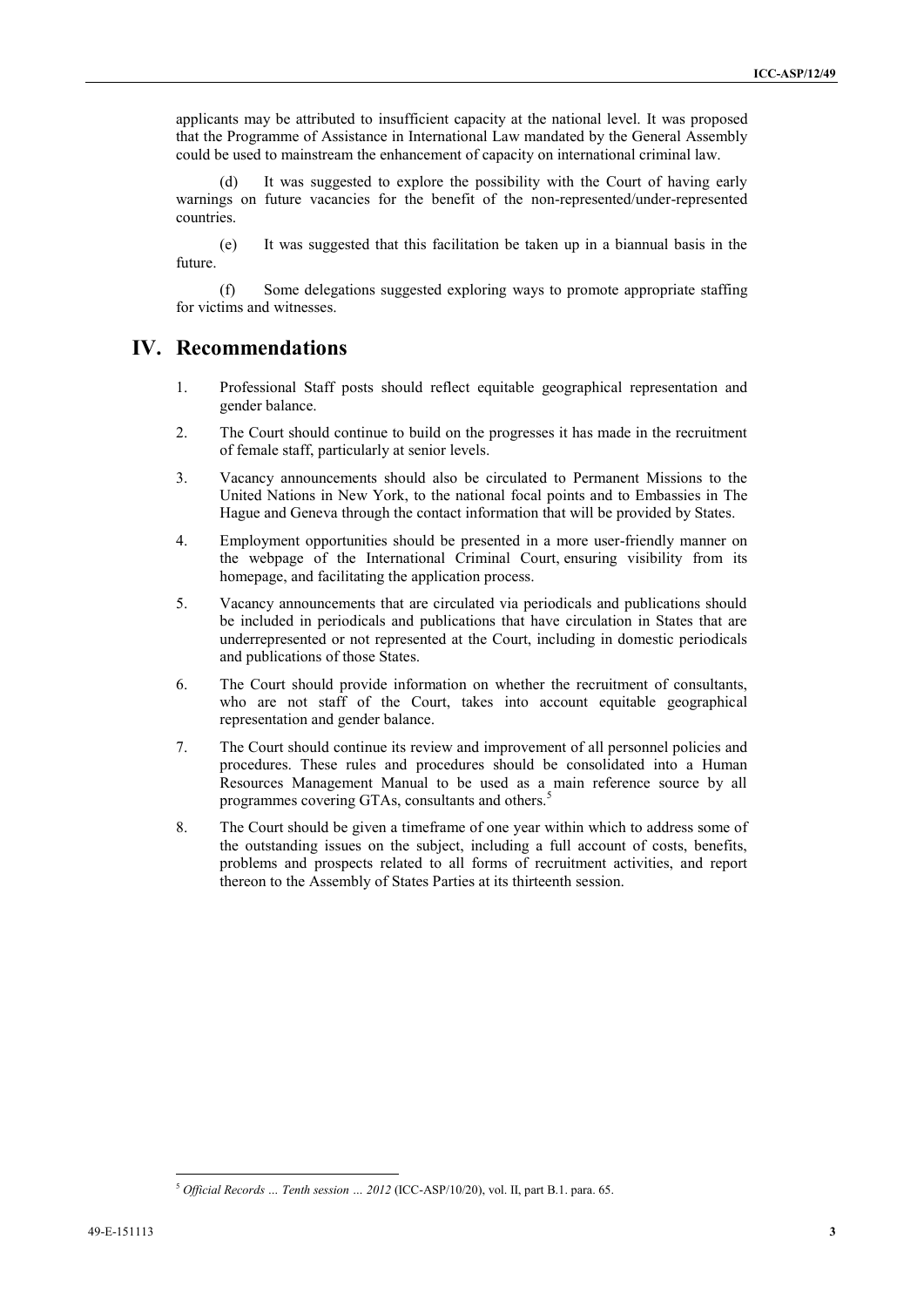applicants may be attributed to insufficient capacity at the national level. It was proposed that the Programme of Assistance in International Law mandated by the General Assembly could be used to mainstream the enhancement of capacity on international criminal law.

(d) It was suggested to explore the possibility with the Court of having early warnings on future vacancies for the benefit of the non-represented/under-represented countries.

(e) It was suggested that this facilitation be taken up in a biannual basis in the future.

(f) Some delegations suggested exploring ways to promote appropriate staffing for victims and witnesses.

# IV. Recommendations

1. Professional Staff posts should reflect equitable geographical representation and gender balance.

2. The Court should continue to build on the progresses it has made in the recruitment of female staff, particularly at senior levels.

3. Vacancy announcements should also be circulated to Permanent Missions to the United Nations in New York, to the national focal points and to Embassies in The Hague and Geneva through the contact information that will be provided by States.

4. Employment opportunities should be presented in a more user-friendly manner on the webpage of the International Criminal Court, ensuring visibility from its homepage, and facilitating the application process.

5. Vacancy announcements that are circulated via periodicals and publications should be included in periodicals and publications that have circulation in States that are underrepresented or not represented at the Court, including in domestic periodicals and publications of those States.

6. The Court should provide information on whether the recruitment of consultants, who are not staff of the Court, takes into account equitable geographical representation and gender balance.

7. The Court should continue its review and improvement of all personnel policies and procedures. These rules and procedures should be consolidated into a Human Resources Management Manual to be used as a main reference source by all programmes covering GTAs, consultants and others.[5]

8. The Court should be given a timeframe of one year within which to address some of the outstanding issues on the subject, including a full account of costs, benefits, problems and prospects related to all forms of recruitment activities, and report thereon to the Assembly of States Parties at its thirteenth session.

---

[5] *Official Records … Tenth session … 2012* (ICC-ASP/10/20), vol. II, part B.1. para. 65.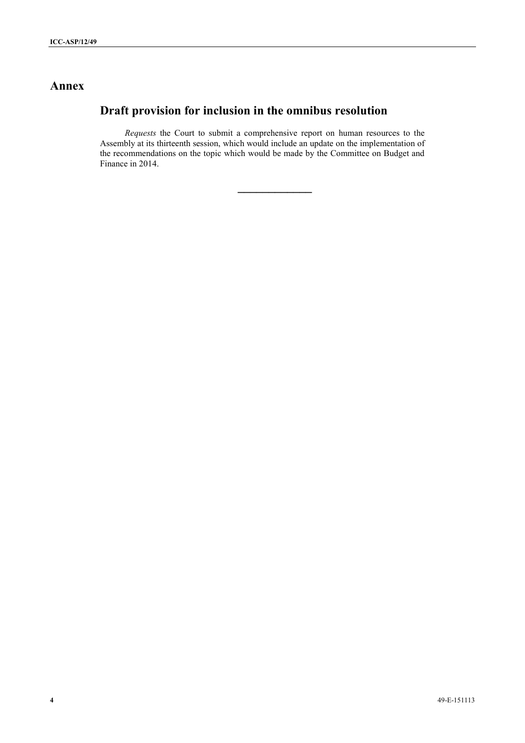# Annex

## Draft provision for inclusion in the omnibus resolution

*Requests* the Court to submit a comprehensive report on human resources to the Assembly at its thirteenth session, which would include an update on the implementation of the recommendations on the topic which would be made by the Committee on Budget and Finance in 2014.

---